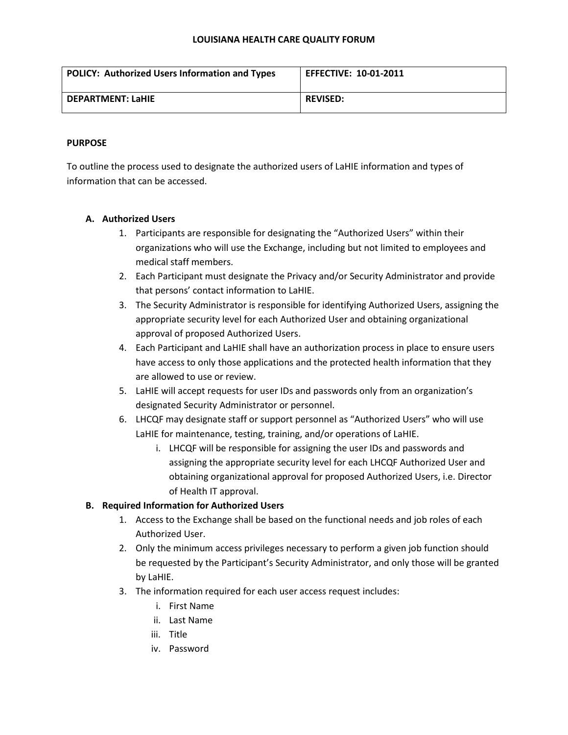**LOUISIANA HEALTH CARE QUALITY FORUM**

| **POLICY: Authorized Users Information and Types** | **EFFECTIVE: 10-01-2011** |
| --- | --- |
| **DEPARTMENT: LaHIE** | **REVISED:** |

**PURPOSE**

To outline the process used to designate the authorized users of LaHIE information and types of information that can be accessed.

**A. Authorized Users**

1. Participants are responsible for designating the "Authorized Users" within their organizations who will use the Exchange, including but not limited to employees and medical staff members.
2. Each Participant must designate the Privacy and/or Security Administrator and provide that persons' contact information to LaHIE.
3. The Security Administrator is responsible for identifying Authorized Users, assigning the appropriate security level for each Authorized User and obtaining organizational approval of proposed Authorized Users.
4. Each Participant and LaHIE shall have an authorization process in place to ensure users have access to only those applications and the protected health information that they are allowed to use or review.
5. LaHIE will accept requests for user IDs and passwords only from an organization's designated Security Administrator or personnel.
6. LHCQF may designate staff or support personnel as "Authorized Users" who will use LaHIE for maintenance, testing, training, and/or operations of LaHIE.
   i. LHCQF will be responsible for assigning the user IDs and passwords and assigning the appropriate security level for each LHCQF Authorized User and obtaining organizational approval for proposed Authorized Users, i.e. Director of Health IT approval.

**B. Required Information for Authorized Users**

1. Access to the Exchange shall be based on the functional needs and job roles of each Authorized User.
2. Only the minimum access privileges necessary to perform a given job function should be requested by the Participant's Security Administrator, and only those will be granted by LaHIE.
3. The information required for each user access request includes:
   i. First Name
   ii. Last Name
   iii. Title
   iv. Password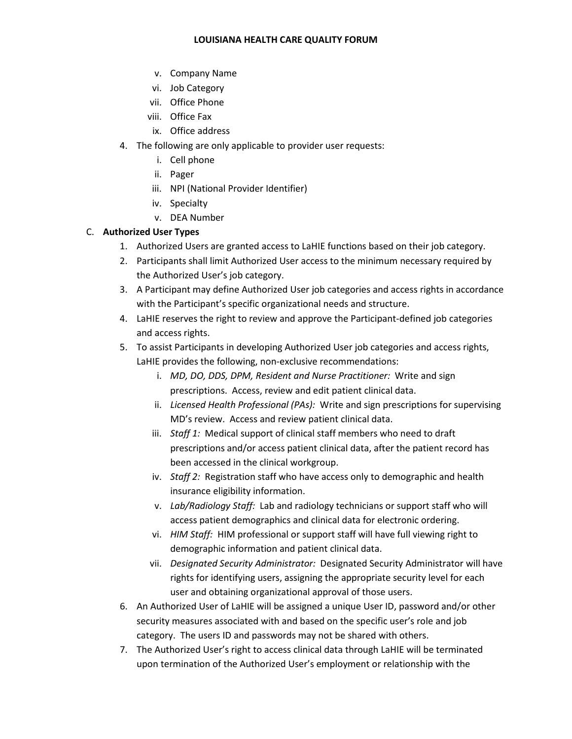v. Company Name
   vi. Job Category
   vii. Office Phone
   viii. Office Fax
   ix. Office address

4. The following are only applicable to provider user requests:
   i. Cell phone
   ii. Pager
   iii. NPI (National Provider Identifier)
   iv. Specialty
   v. DEA Number

C. **Authorized User Types**

1. Authorized Users are granted access to LaHIE functions based on their job category.
2. Participants shall limit Authorized User access to the minimum necessary required by the Authorized User's job category.
3. A Participant may define Authorized User job categories and access rights in accordance with the Participant's specific organizational needs and structure.
4. LaHIE reserves the right to review and approve the Participant-defined job categories and access rights.
5. To assist Participants in developing Authorized User job categories and access rights, LaHIE provides the following, non-exclusive recommendations:
   i. *MD, DO, DDS, DPM, Resident and Nurse Practitioner:* Write and sign prescriptions. Access, review and edit patient clinical data.
   ii. *Licensed Health Professional (PAs):* Write and sign prescriptions for supervising MD's review. Access and review patient clinical data.
   iii. *Staff 1:* Medical support of clinical staff members who need to draft prescriptions and/or access patient clinical data, after the patient record has been accessed in the clinical workgroup.
   iv. *Staff 2:* Registration staff who have access only to demographic and health insurance eligibility information.
   v. *Lab/Radiology Staff:* Lab and radiology technicians or support staff who will access patient demographics and clinical data for electronic ordering.
   vi. *HIM Staff:* HIM professional or support staff will have full viewing right to demographic information and patient clinical data.
   vii. *Designated Security Administrator:* Designated Security Administrator will have rights for identifying users, assigning the appropriate security level for each user and obtaining organizational approval of those users.
6. An Authorized User of LaHIE will be assigned a unique User ID, password and/or other security measures associated with and based on the specific user's role and job category. The users ID and passwords may not be shared with others.
7. The Authorized User's right to access clinical data through LaHIE will be terminated upon termination of the Authorized User's employment or relationship with the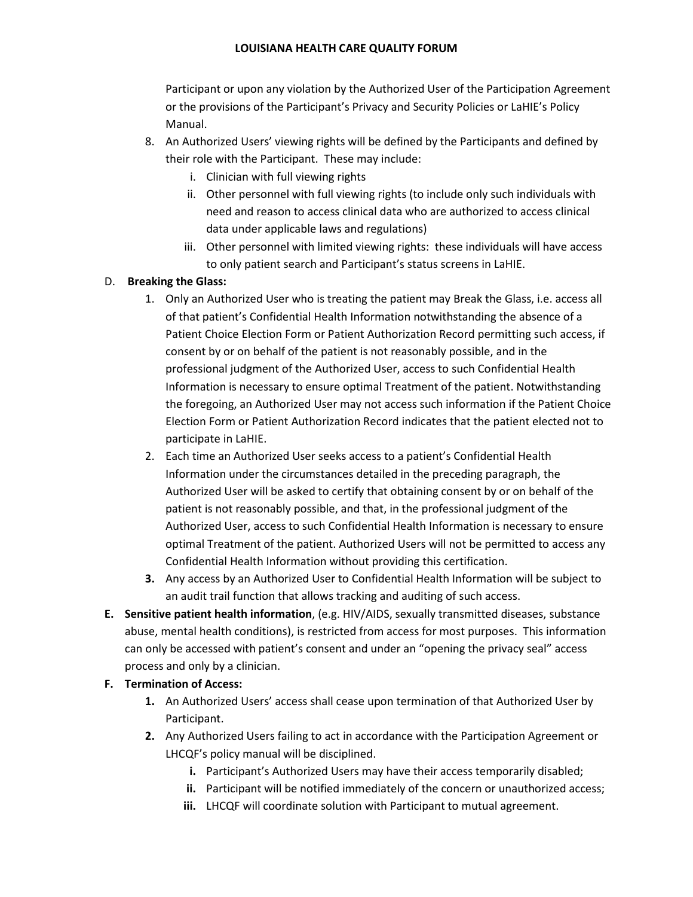Participant or upon any violation by the Authorized User of the Participation Agreement or the provisions of the Participant's Privacy and Security Policies or LaHIE's Policy Manual.

8. An Authorized Users' viewing rights will be defined by the Participants and defined by their role with the Participant. These may include:
   i. Clinician with full viewing rights
   ii. Other personnel with full viewing rights (to include only such individuals with need and reason to access clinical data who are authorized to access clinical data under applicable laws and regulations)
   iii. Other personnel with limited viewing rights: these individuals will have access to only patient search and Participant's status screens in LaHIE.

D. **Breaking the Glass:**

1. Only an Authorized User who is treating the patient may Break the Glass, i.e. access all of that patient's Confidential Health Information notwithstanding the absence of a Patient Choice Election Form or Patient Authorization Record permitting such access, if consent by or on behalf of the patient is not reasonably possible, and in the professional judgment of the Authorized User, access to such Confidential Health Information is necessary to ensure optimal Treatment of the patient. Notwithstanding the foregoing, an Authorized User may not access such information if the Patient Choice Election Form or Patient Authorization Record indicates that the patient elected not to participate in LaHIE.
2. Each time an Authorized User seeks access to a patient's Confidential Health Information under the circumstances detailed in the preceding paragraph, the Authorized User will be asked to certify that obtaining consent by or on behalf of the patient is not reasonably possible, and that, in the professional judgment of the Authorized User, access to such Confidential Health Information is necessary to ensure optimal Treatment of the patient. Authorized Users will not be permitted to access any Confidential Health Information without providing this certification.
3. Any access by an Authorized User to Confidential Health Information will be subject to an audit trail function that allows tracking and auditing of such access.

**E. Sensitive patient health information**, (e.g. HIV/AIDS, sexually transmitted diseases, substance abuse, mental health conditions), is restricted from access for most purposes. This information can only be accessed with patient's consent and under an "opening the privacy seal" access process and only by a clinician.

**F. Termination of Access:**

1. An Authorized Users' access shall cease upon termination of that Authorized User by Participant.
2. Any Authorized Users failing to act in accordance with the Participation Agreement or LHCQF's policy manual will be disciplined.
   **i.** Participant's Authorized Users may have their access temporarily disabled;
   **ii.** Participant will be notified immediately of the concern or unauthorized access;
   **iii.** LHCQF will coordinate solution with Participant to mutual agreement.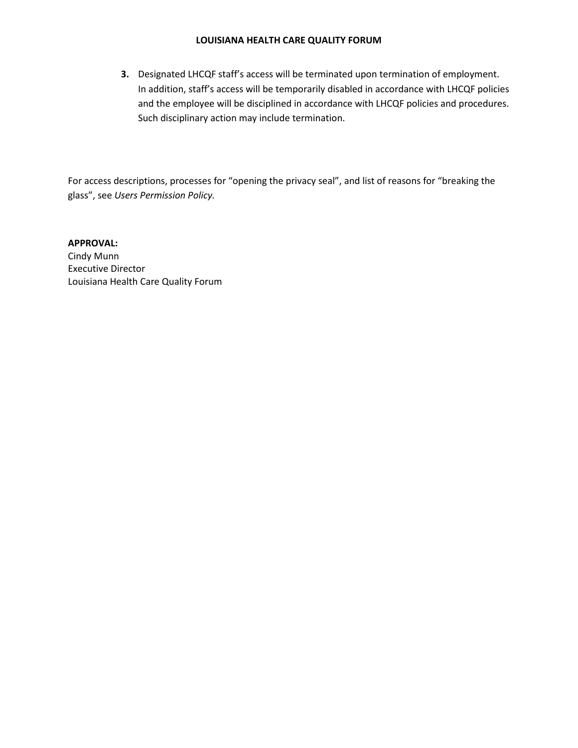3. Designated LHCQF staff's access will be terminated upon termination of employment. In addition, staff's access will be temporarily disabled in accordance with LHCQF policies and the employee will be disciplined in accordance with LHCQF policies and procedures. Such disciplinary action may include termination.

For access descriptions, processes for "opening the privacy seal", and list of reasons for "breaking the glass", see *Users Permission Policy.*

**APPROVAL:**
Cindy Munn
Executive Director
Louisiana Health Care Quality Forum